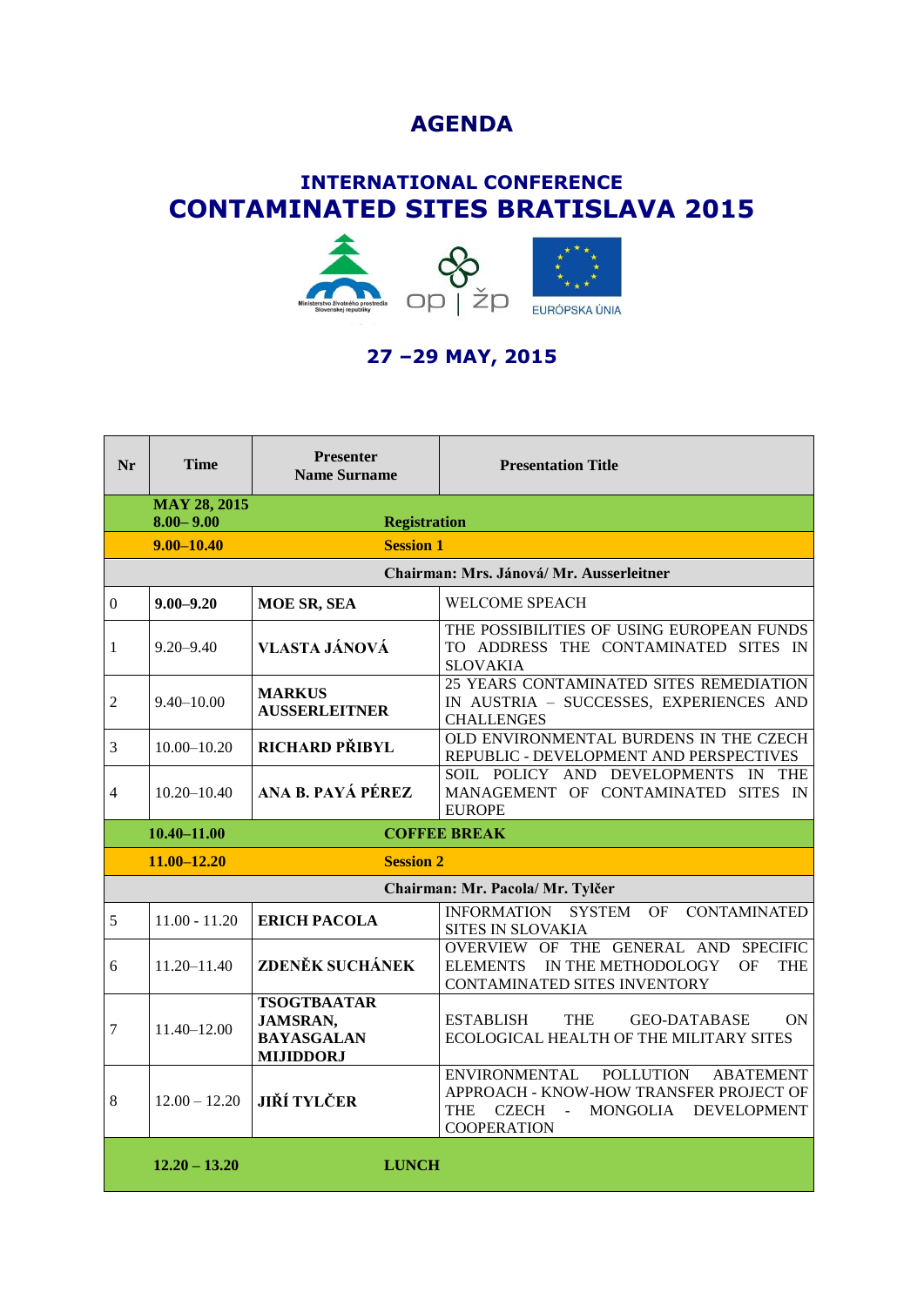# AGENDA

## INTERNATIONAL CONFERENCE
## CONTAMINATED SITES BRATISLAVA 2015

Ministerstvo životného prostredia Slovenskej republiky | op | žp | EURÓPSKA ÚNIA

### 27 –29 MAY, 2015

| Nr | Time | Presenter Name Surname | Presentation Title |
|---|---|---|---|
| | **MAY 28, 2015 8.00– 9.00** | **Registration** | |
| | **9.00–10.40** | **Session 1** | |
| | | **Chairman: Mrs. Jánová/ Mr. Ausserleitner** | |
| 0 | **9.00–9.20** | **MOE SR, SEA** | WELCOME SPEACH |
| 1 | 9.20–9.40 | **VLASTA JÁNOVÁ** | THE POSSIBILITIES OF USING EUROPEAN FUNDS TO ADDRESS THE CONTAMINATED SITES IN SLOVAKIA |
| 2 | 9.40–10.00 | **MARKUS AUSSERLEITNER** | 25 YEARS CONTAMINATED SITES REMEDIATION IN AUSTRIA – SUCCESSES, EXPERIENCES AND CHALLENGES |
| 3 | 10.00–10.20 | **RICHARD PŘIBYL** | OLD ENVIRONMENTAL BURDENS IN THE CZECH REPUBLIC - DEVELOPMENT AND PERSPECTIVES |
| 4 | 10.20–10.40 | **ANA B. PAYÁ PÉREZ** | SOIL POLICY AND DEVELOPMENTS IN THE MANAGEMENT OF CONTAMINATED SITES IN EUROPE |
| | **10.40–11.00** | **COFFEE BREAK** | |
| | **11.00–12.20** | **Session 2** | |
| | | **Chairman: Mr. Pacola/ Mr. Tylčer** | |
| 5 | 11.00 - 11.20 | **ERICH PACOLA** | INFORMATION SYSTEM OF CONTAMINATED SITES IN SLOVAKIA |
| 6 | 11.20–11.40 | **ZDENĚK SUCHÁNEK** | OVERVIEW OF THE GENERAL AND SPECIFIC ELEMENTS IN THE METHODOLOGY OF THE CONTAMINATED SITES INVENTORY |
| 7 | 11.40–12.00 | **TSOGTBAATAR JAMSRAN, BAYASGALAN MIJIDDORJ** | ESTABLISH THE GEO-DATABASE ON ECOLOGICAL HEALTH OF THE MILITARY SITES |
| 8 | 12.00 – 12.20 | **JIŘÍ TYLČER** | ENVIRONMENTAL POLLUTION ABATEMENT APPROACH - KNOW-HOW TRANSFER PROJECT OF THE CZECH - MONGOLIA DEVELOPMENT COOPERATION |
| | **12.20 – 13.20** | **LUNCH** | |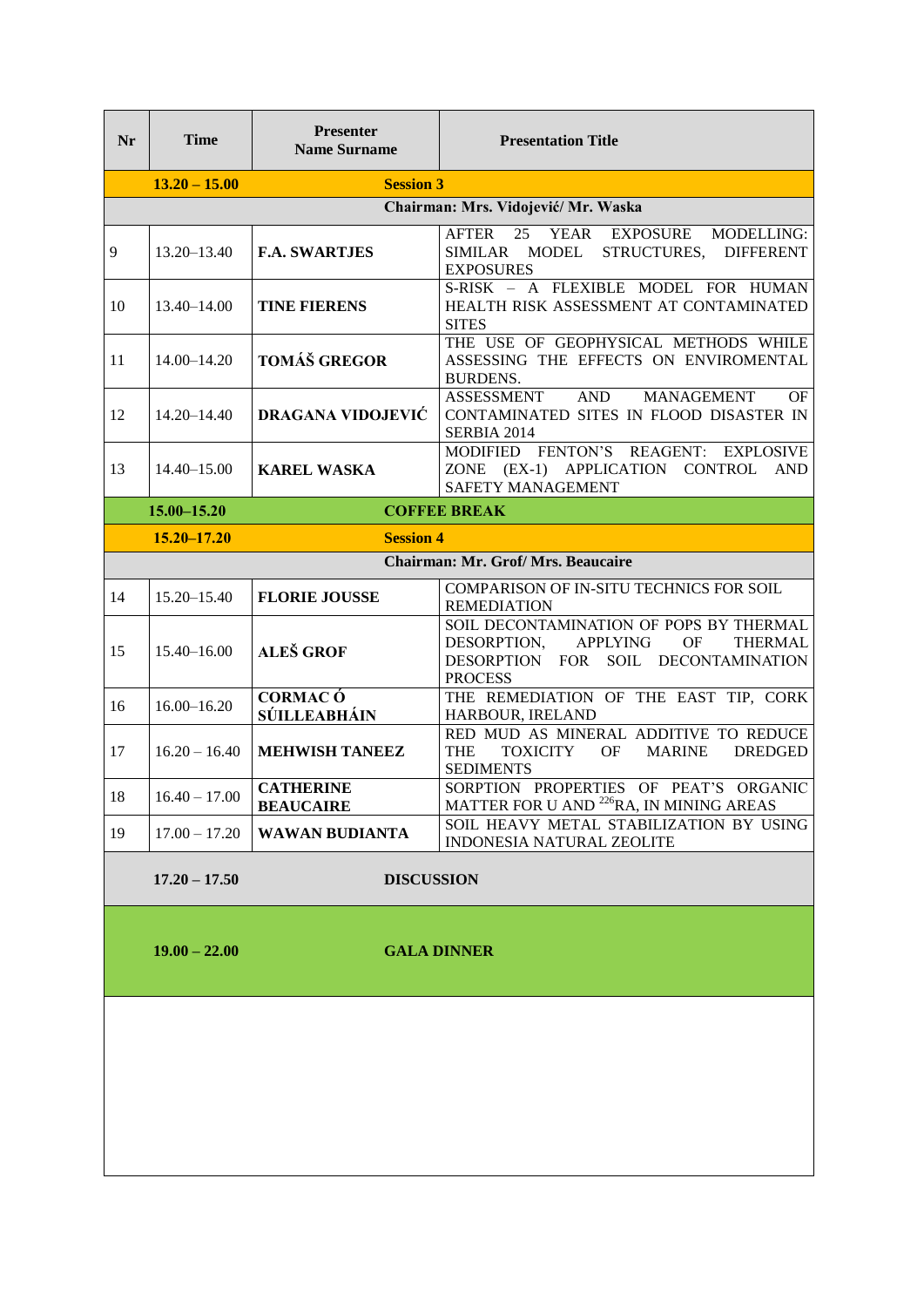| Nr | Time | Presenter Name Surname | Presentation Title |
|---|---|---|---|
| | **13.20 – 15.00** | **Session 3** | |
| | | **Chairman: Mrs. Vidojević/ Mr. Waska** | |
| 9 | 13.20–13.40 | **F.A. SWARTJES** | AFTER 25 YEAR EXPOSURE MODELLING: SIMILAR MODEL STRUCTURES, DIFFERENT EXPOSURES |
| 10 | 13.40–14.00 | **TINE FIERENS** | S-RISK – A FLEXIBLE MODEL FOR HUMAN HEALTH RISK ASSESSMENT AT CONTAMINATED SITES |
| 11 | 14.00–14.20 | **TOMÁŠ GREGOR** | THE USE OF GEOPHYSICAL METHODS WHILE ASSESSING THE EFFECTS ON ENVIROMENTAL BURDENS. |
| 12 | 14.20–14.40 | **DRAGANA VIDOJEVIĆ** | ASSESSMENT AND MANAGEMENT OF CONTAMINATED SITES IN FLOOD DISASTER IN SERBIA 2014 |
| 13 | 14.40–15.00 | **KAREL WASKA** | MODIFIED FENTON'S REAGENT: EXPLOSIVE ZONE (EX-1) APPLICATION CONTROL AND SAFETY MANAGEMENT |
| | **15.00–15.20** | **COFFEE BREAK** | |
| | **15.20–17.20** | **Session 4** | |
| | | **Chairman: Mr. Grof/ Mrs. Beaucaire** | |
| 14 | 15.20–15.40 | **FLORIE JOUSSE** | COMPARISON OF IN-SITU TECHNICS FOR SOIL REMEDIATION |
| 15 | 15.40–16.00 | **ALEŠ GROF** | SOIL DECONTAMINATION OF POPS BY THERMAL DESORPTION, APPLYING OF THERMAL DESORPTION FOR SOIL DECONTAMINATION PROCESS |
| 16 | 16.00–16.20 | **CORMAC Ó SÚILLEABHÁIN** | THE REMEDIATION OF THE EAST TIP, CORK HARBOUR, IRELAND |
| 17 | 16.20 – 16.40 | **MEHWISH TANEEZ** | RED MUD AS MINERAL ADDITIVE TO REDUCE THE TOXICITY OF MARINE DREDGED SEDIMENTS |
| 18 | 16.40 – 17.00 | **CATHERINE BEAUCAIRE** | SORPTION PROPERTIES OF PEAT'S ORGANIC MATTER FOR U AND $^{226}$RA, IN MINING AREAS |
| 19 | 17.00 – 17.20 | **WAWAN BUDIANTA** | SOIL HEAVY METAL STABILIZATION BY USING INDONESIA NATURAL ZEOLITE |
| | **17.20 – 17.50** | **DISCUSSION** | |
| | **19.00 – 22.00** | **GALA DINNER** | |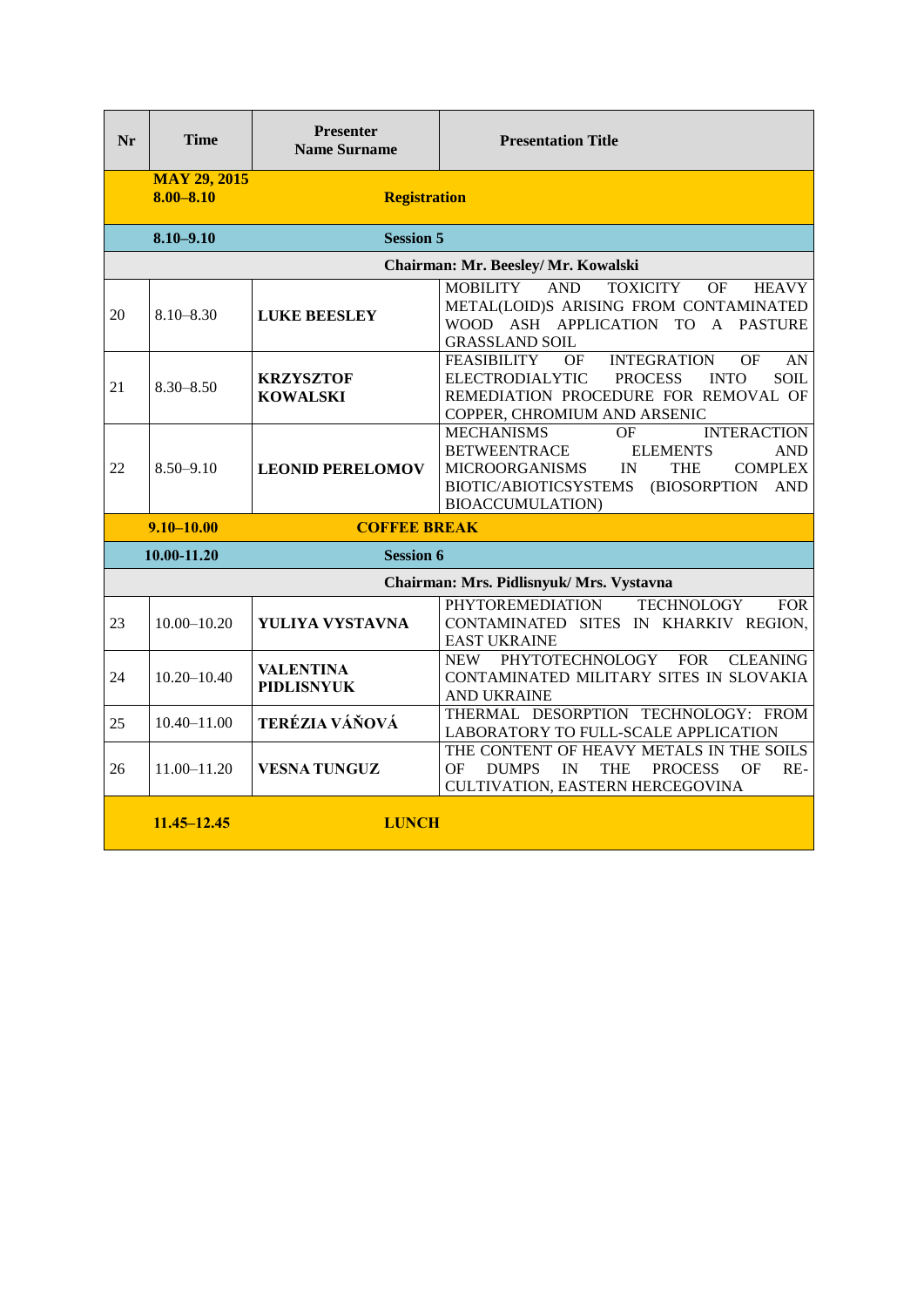| Nr | Time | Presenter Name Surname | Presentation Title |
|---|---|---|---|
| | **MAY 29, 2015 8.00–8.10** | **Registration** | |
| | **8.10–9.10** | **Session 5** | |
| | | **Chairman: Mr. Beesley/ Mr. Kowalski** | |
| 20 | 8.10–8.30 | **LUKE BEESLEY** | MOBILITY AND TOXICITY OF HEAVY METAL(LOID)S ARISING FROM CONTAMINATED WOOD ASH APPLICATION TO A PASTURE GRASSLAND SOIL |
| 21 | 8.30–8.50 | **KRZYSZTOF KOWALSKI** | FEASIBILITY OF INTEGRATION OF AN ELECTRODIALYTIC PROCESS INTO SOIL REMEDIATION PROCEDURE FOR REMOVAL OF COPPER, CHROMIUM AND ARSENIC |
| 22 | 8.50–9.10 | **LEONID PERELOMOV** | MECHANISMS OF INTERACTION BETWEENTRACE ELEMENTS AND MICROORGANISMS IN THE COMPLEX BIOTIC/ABIOTICSYSTEMS (BIOSORPTION AND BIOACCUMULATION) |
| | **9.10–10.00** | **COFFEE BREAK** | |
| | **10.00-11.20** | **Session 6** | |
| | | **Chairman: Mrs. Pidlisnyuk/ Mrs. Vystavna** | |
| 23 | 10.00–10.20 | **YULIYA VYSTAVNA** | PHYTOREMEDIATION TECHNOLOGY FOR CONTAMINATED SITES IN KHARKIV REGION, EAST UKRAINE |
| 24 | 10.20–10.40 | **VALENTINA PIDLISNYUK** | NEW PHYTOTECHNOLOGY FOR CLEANING CONTAMINATED MILITARY SITES IN SLOVAKIA AND UKRAINE |
| 25 | 10.40–11.00 | **TERÉZIA VÁŇOVÁ** | THERMAL DESORPTION TECHNOLOGY: FROM LABORATORY TO FULL-SCALE APPLICATION |
| 26 | 11.00–11.20 | **VESNA TUNGUZ** | THE CONTENT OF HEAVY METALS IN THE SOILS OF DUMPS IN THE PROCESS OF RE-CULTIVATION, EASTERN HERCEGOVINA |
| | **11.45–12.45** | **LUNCH** | |